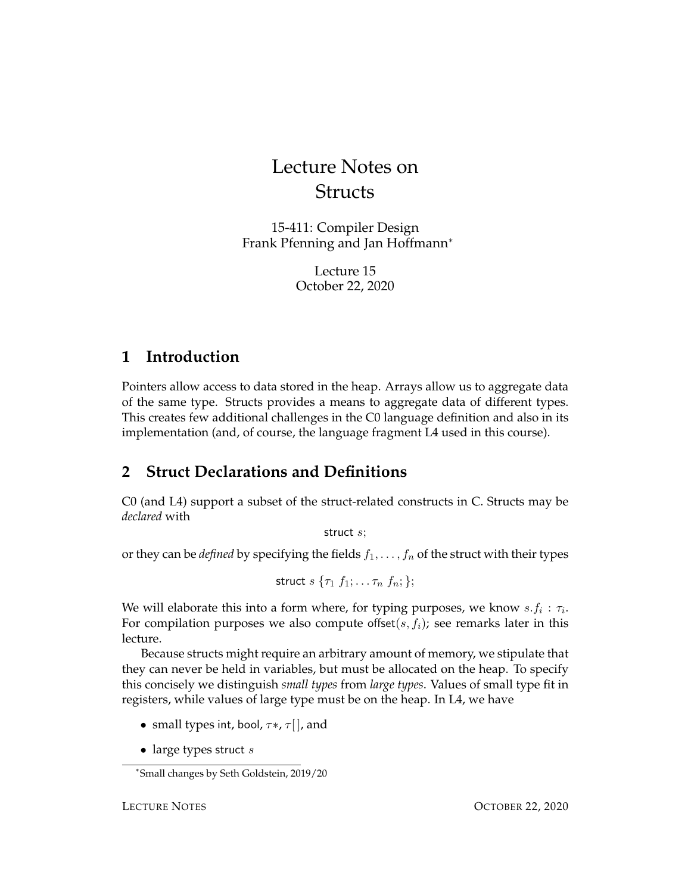# Lecture Notes on Structs

15-411: Compiler Design
Frank Pfenning and Jan Hoffmann*

Lecture 15
October 22, 2020

## 1 Introduction

Pointers allow access to data stored in the heap. Arrays allow us to aggregate data of the same type. Structs provides a means to aggregate data of different types. This creates few additional challenges in the C0 language definition and also in its implementation (and, of course, the language fragment L4 used in this course).

## 2 Struct Declarations and Definitions

C0 (and L4) support a subset of the struct-related constructs in C. Structs may be *declared* with

$$\mathsf{struct}\ s;$$

or they can be *defined* by specifying the fields $f_1, \ldots, f_n$ of the struct with their types

$$\mathsf{struct}\ s\ \{\tau_1\ f_1; \ldots \tau_n\ f_n;\};$$

We will elaborate this into a form where, for typing purposes, we know $s.f_i : \tau_i$. For compilation purposes we also compute $\mathsf{offset}(s, f_i)$; see remarks later in this lecture.

Because structs might require an arbitrary amount of memory, we stipulate that they can never be held in variables, but must be allocated on the heap. To specify this concisely we distinguish *small types* from *large types*. Values of small type fit in registers, while values of large type must be on the heap. In L4, we have

- small types $\mathsf{int}$, $\mathsf{bool}$, $\tau*$, $\tau[\,]$, and
- large types $\mathsf{struct}\ s$

*Small changes by Seth Goldstein, 2019/20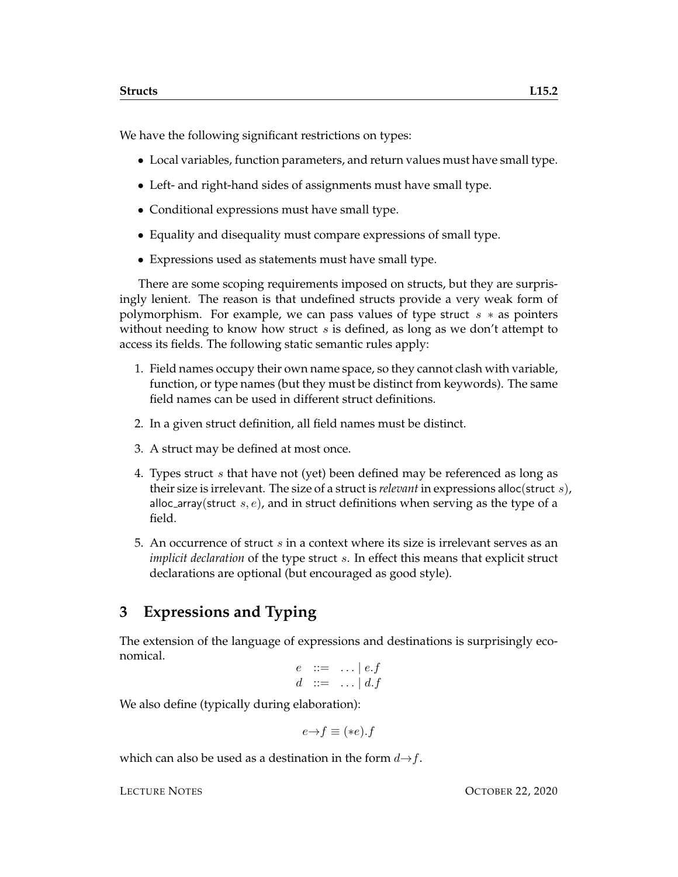We have the following significant restrictions on types:

- Local variables, function parameters, and return values must have small type.
- Left- and right-hand sides of assignments must have small type.
- Conditional expressions must have small type.
- Equality and disequality must compare expressions of small type.
- Expressions used as statements must have small type.

There are some scoping requirements imposed on structs, but they are surprisingly lenient. The reason is that undefined structs provide a very weak form of polymorphism. For example, we can pass values of type struct $s$ $*$ as pointers without needing to know how struct $s$ is defined, as long as we don't attempt to access its fields. The following static semantic rules apply:

1. Field names occupy their own name space, so they cannot clash with variable, function, or type names (but they must be distinct from keywords). The same field names can be used in different struct definitions.
2. In a given struct definition, all field names must be distinct.
3. A struct may be defined at most once.
4. Types struct $s$ that have not (yet) been defined may be referenced as long as their size is irrelevant. The size of a struct is *relevant* in expressions alloc(struct $s$), alloc_array(struct $s, e$), and in struct definitions when serving as the type of a field.
5. An occurrence of struct $s$ in a context where its size is irrelevant serves as an *implicit declaration* of the type struct $s$. In effect this means that explicit struct declarations are optional (but encouraged as good style).

## 3 Expressions and Typing

The extension of the language of expressions and destinations is surprisingly economical.

$$\begin{array}{lcl} e & ::= & \ldots \mid e.f \\ d & ::= & \ldots \mid d.f \end{array}$$

We also define (typically during elaboration):

$$e{\rightarrow}f \equiv (*e).f$$

which can also be used as a destination in the form $d{\rightarrow}f$.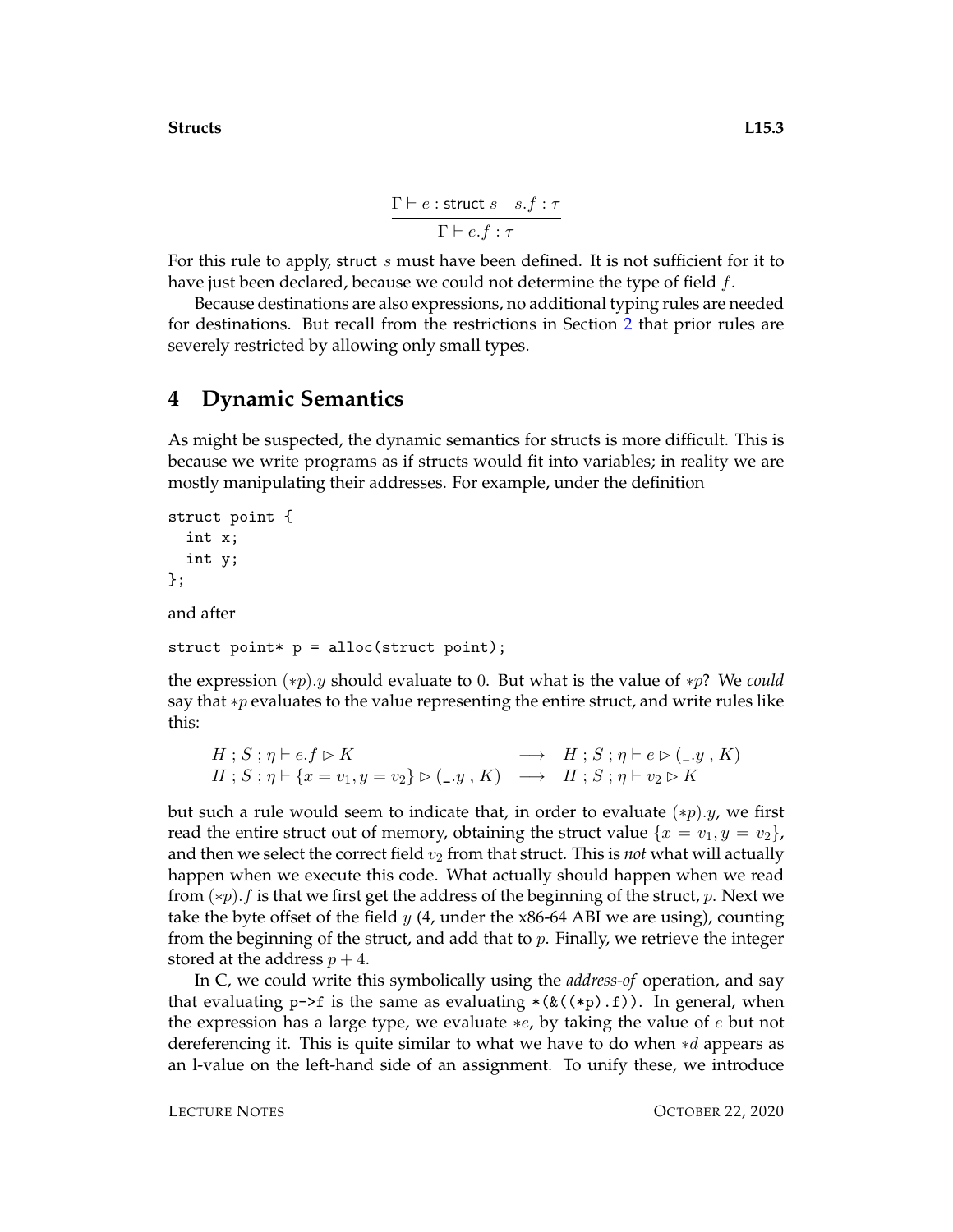$$\frac{\Gamma \vdash e : \textsf{struct}\ s \quad s.f : \tau}{\Gamma \vdash e.f : \tau}$$

For this rule to apply, struct $s$ must have been defined. It is not sufficient for it to have just been declared, because we could not determine the type of field $f$.

Because destinations are also expressions, no additional typing rules are needed for destinations. But recall from the restrictions in Section 2 that prior rules are severely restricted by allowing only small types.

## 4 Dynamic Semantics

As might be suspected, the dynamic semantics for structs is more difficult. This is because we write programs as if structs would fit into variables; in reality we are mostly manipulating their addresses. For example, under the definition

```
struct point {
  int x;
  int y;
};
```

and after

```
struct point* p = alloc(struct point);
```

the expression $(*p).y$ should evaluate to 0. But what is the value of $*p$? We *could* say that $*p$ evaluates to the value representing the entire struct, and write rules like this:

$$\begin{array}{lcl} H\,;S\,;\eta \vdash e.f \rhd K & \longrightarrow & H\,;S\,;\eta \vdash e \rhd (\_.y\ ,\ K) \\ H\,;S\,;\eta \vdash \{x = v_1, y = v_2\} \rhd (\_.y\ ,\ K) & \longrightarrow & H\,;S\,;\eta \vdash v_2 \rhd K \end{array}$$

but such a rule would seem to indicate that, in order to evaluate $(*p).y$, we first read the entire struct out of memory, obtaining the struct value $\{x = v_1, y = v_2\}$, and then we select the correct field $v_2$ from that struct. This is *not* what will actually happen when we execute this code. What actually should happen when we read from $(*p).f$ is that we first get the address of the beginning of the struct, $p$. Next we take the byte offset of the field $y$ (4, under the x86-64 ABI we are using), counting from the beginning of the struct, and add that to $p$. Finally, we retrieve the integer stored at the address $p + 4$.

In C, we could write this symbolically using the *address-of* operation, and say that evaluating `p->f` is the same as evaluating `*(&((*p).f))`. In general, when the expression has a large type, we evaluate $*e$, by taking the value of $e$ but not dereferencing it. This is quite similar to what we have to do when $*d$ appears as an l-value on the left-hand side of an assignment. To unify these, we introduce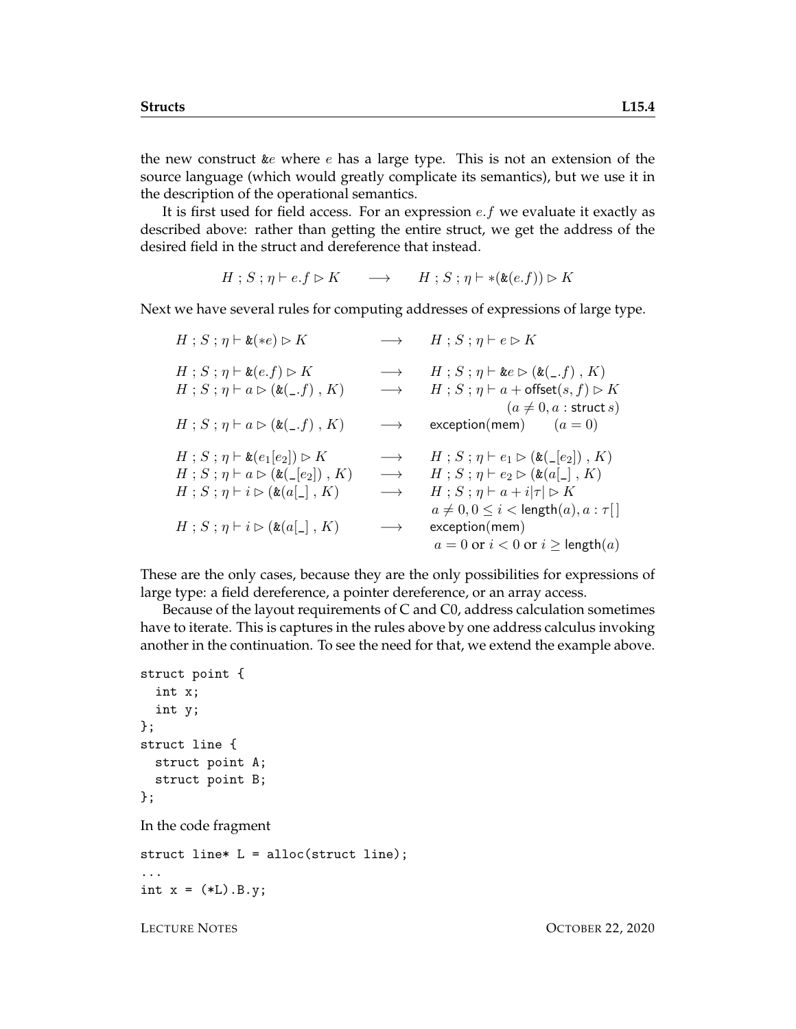the new construct &$e$ where $e$ has a large type. This is not an extension of the source language (which would greatly complicate its semantics), but we use it in the description of the operational semantics.

It is first used for field access. For an expression $e.f$ we evaluate it exactly as described above: rather than getting the entire struct, we get the address of the desired field in the struct and dereference that instead.

$$H\ ;\ S\ ;\ \eta \vdash e.f \rhd K \quad \longrightarrow \quad H\ ;\ S\ ;\ \eta \vdash *(\&(e.f)) \rhd K$$

Next we have several rules for computing addresses of expressions of large type.

$$
\begin{array}{lcl}
H\ ;\ S\ ;\ \eta \vdash \&(*e) \rhd K & \longrightarrow & H\ ;\ S\ ;\ \eta \vdash e \rhd K \\
\\
H\ ;\ S\ ;\ \eta \vdash \&(e.f) \rhd K & \longrightarrow & H\ ;\ S\ ;\ \eta \vdash \&e \rhd (\&(\_.f)\ ,\ K) \\
H\ ;\ S\ ;\ \eta \vdash a \rhd (\&(\_.f)\ ,\ K) & \longrightarrow & H\ ;\ S\ ;\ \eta \vdash a + \mathsf{offset}(s, f) \rhd K \\
 & & \qquad\qquad (a \neq 0, a : \mathsf{struct}\ s) \\
H\ ;\ S\ ;\ \eta \vdash a \rhd (\&(\_.f)\ ,\ K) & \longrightarrow & \mathsf{exception(mem)} \qquad (a = 0) \\
\\
H\ ;\ S\ ;\ \eta \vdash \&(e_1[e_2]) \rhd K & \longrightarrow & H\ ;\ S\ ;\ \eta \vdash e_1 \rhd (\&(\_[e_2])\ ,\ K) \\
H\ ;\ S\ ;\ \eta \vdash a \rhd (\&(\_[e_2])\ ,\ K) & \longrightarrow & H\ ;\ S\ ;\ \eta \vdash e_2 \rhd (\&(a[\_]\ ,\ K) \\
H\ ;\ S\ ;\ \eta \vdash i \rhd (\&(a[\_]\ ,\ K) & \longrightarrow & H\ ;\ S\ ;\ \eta \vdash a + i|\tau| \rhd K \\
 & & a \neq 0, 0 \leq i < \mathsf{length}(a), a : \tau[\,] \\
H\ ;\ S\ ;\ \eta \vdash i \rhd (\&(a[\_]\ ,\ K) & \longrightarrow & \mathsf{exception(mem)} \\
 & & a = 0 \text{ or } i < 0 \text{ or } i \geq \mathsf{length}(a)
\end{array}
$$

These are the only cases, because they are the only possibilities for expressions of large type: a field dereference, a pointer dereference, or an array access.

Because of the layout requirements of C and C0, address calculation sometimes have to iterate. This is captures in the rules above by one address calculus invoking another in the continuation. To see the need for that, we extend the example above.

```
struct point {
  int x;
  int y;
};
struct line {
  struct point A;
  struct point B;
};
```

In the code fragment

```
struct line* L = alloc(struct line);
...
int x = (*L).B.y;
```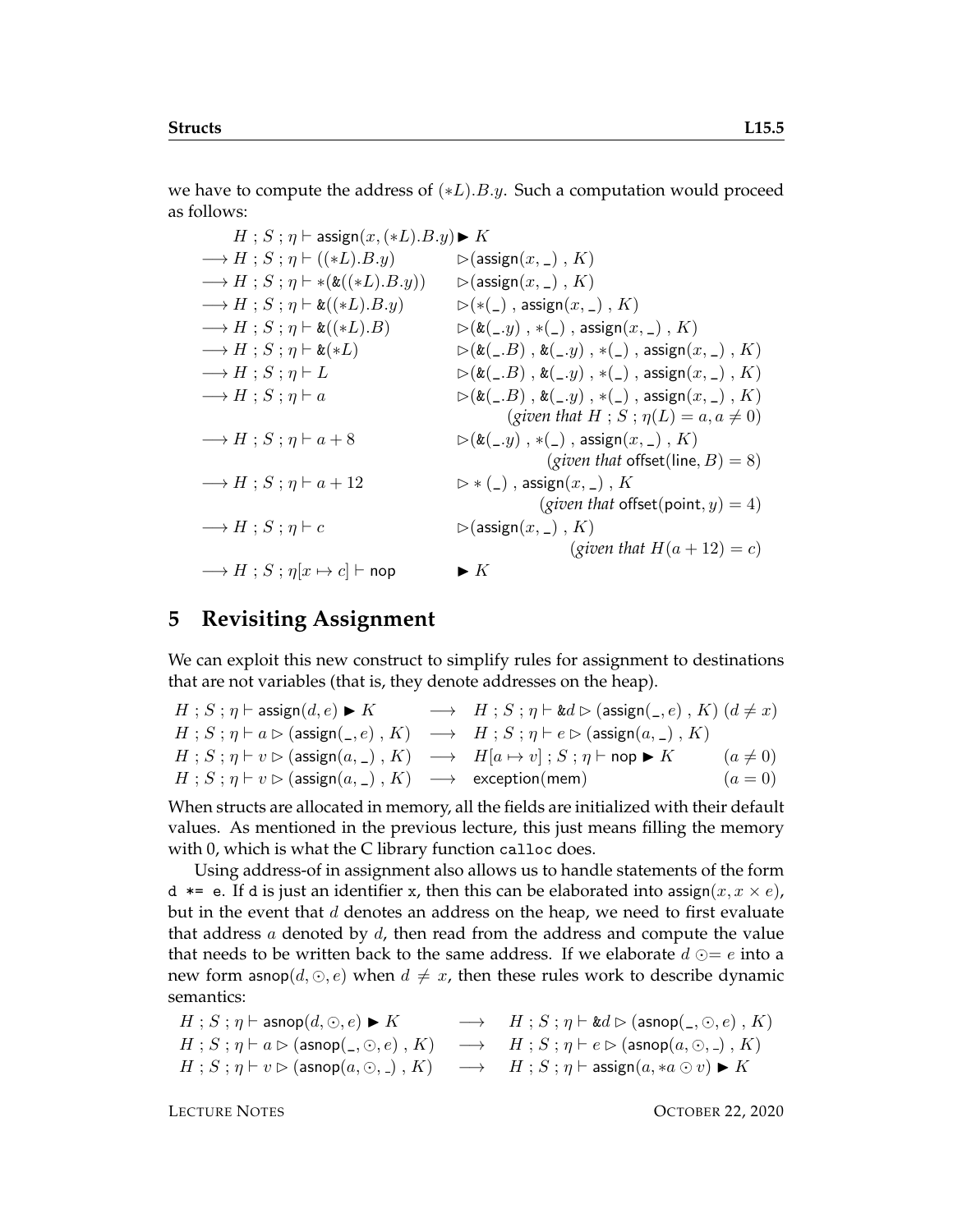we have to compute the address of $(*L).B.y$. Such a computation would proceed as follows:

$$
\begin{array}{lll}
& H \; ; S \; ; \eta \vdash \mathsf{assign}(x, (*L).B.y) \blacktriangleright K & \\
\longrightarrow & H \; ; S \; ; \eta \vdash ((*L).B.y) & \rhd (\mathsf{assign}(x, \_) \; , K) \\
\longrightarrow & H \; ; S \; ; \eta \vdash *(\&((*L).B.y)) & \rhd (\mathsf{assign}(x, \_) \; , K) \\
\longrightarrow & H \; ; S \; ; \eta \vdash \&((*L).B.y) & \rhd (*(\_) \; , \mathsf{assign}(x, \_) \; , K) \\
\longrightarrow & H \; ; S \; ; \eta \vdash \&((*L).B) & \rhd (\&(\_.y) \; , *(\_) \; , \mathsf{assign}(x, \_) \; , K) \\
\longrightarrow & H \; ; S \; ; \eta \vdash \&(*L) & \rhd (\&(\_.B) \; , \&(\_.y) \; , *(\_) \; , \mathsf{assign}(x, \_) \; , K) \\
\longrightarrow & H \; ; S \; ; \eta \vdash L & \rhd (\&(\_.B) \; , \&(\_.y) \; , *(\_) \; , \mathsf{assign}(x, \_) \; , K) \\
\longrightarrow & H \; ; S \; ; \eta \vdash a & \rhd (\&(\_.B) \; , \&(\_.y) \; , *(\_) \; , \mathsf{assign}(x, \_) \; , K) \\
& & \quad (\textit{given that } H \; ; S \; ; \eta(L) = a, a \neq 0) \\
\longrightarrow & H \; ; S \; ; \eta \vdash a + 8 & \rhd (\&(\_.y) \; , *(\_) \; , \mathsf{assign}(x, \_) \; , K) \\
& & \quad (\textit{given that } \mathsf{offset}(\mathsf{line}, B) = 8) \\
\longrightarrow & H \; ; S \; ; \eta \vdash a + 12 & \rhd *(\_) \; , \mathsf{assign}(x, \_) \; , K \\
& & \quad (\textit{given that } \mathsf{offset}(\mathsf{point}, y) = 4) \\
\longrightarrow & H \; ; S \; ; \eta \vdash c & \rhd (\mathsf{assign}(x, \_) \; , K) \\
& & \quad (\textit{given that } H(a + 12) = c) \\
\longrightarrow & H \; ; S \; ; \eta[x \mapsto c] \vdash \mathsf{nop} & \blacktriangleright K
\end{array}
$$

## 5 Revisiting Assignment

We can exploit this new construct to simplify rules for assignment to destinations that are not variables (that is, they denote addresses on the heap).

$$
\begin{array}{lcll}
H \; ; S \; ; \eta \vdash \mathsf{assign}(d, e) \blacktriangleright K & \longrightarrow & H \; ; S \; ; \eta \vdash \&d \rhd (\mathsf{assign}(\_, e) \; , K) & (d \neq x) \\
H \; ; S \; ; \eta \vdash a \rhd (\mathsf{assign}(\_, e) \; , K) & \longrightarrow & H \; ; S \; ; \eta \vdash e \rhd (\mathsf{assign}(a, \_) \; , K) & \\
H \; ; S \; ; \eta \vdash v \rhd (\mathsf{assign}(a, \_) \; , K) & \longrightarrow & H[a \mapsto v] \; ; S \; ; \eta \vdash \mathsf{nop} \blacktriangleright K & (a \neq 0) \\
H \; ; S \; ; \eta \vdash v \rhd (\mathsf{assign}(a, \_) \; , K) & \longrightarrow & \mathsf{exception}(\mathsf{mem}) & (a = 0)
\end{array}
$$

When structs are allocated in memory, all the fields are initialized with their default values. As mentioned in the previous lecture, this just means filling the memory with 0, which is what the C library function `calloc` does.

Using address-of in assignment also allows us to handle statements of the form `d *= e`. If `d` is just an identifier `x`, then this can be elaborated into $\mathsf{assign}(x, x \times e)$, but in the event that $d$ denotes an address on the heap, we need to first evaluate that address $a$ denoted by $d$, then read from the address and compute the value that needs to be written back to the same address. If we elaborate $d \odot= e$ into a new form $\mathsf{asnop}(d, \odot, e)$ when $d \neq x$, then these rules work to describe dynamic semantics:

$$
\begin{array}{lcl}
H \; ; S \; ; \eta \vdash \mathsf{asnop}(d, \odot, e) \blacktriangleright K & \longrightarrow & H \; ; S \; ; \eta \vdash \&d \rhd (\mathsf{asnop}(\_, \odot, e) \; , K) \\
H \; ; S \; ; \eta \vdash a \rhd (\mathsf{asnop}(\_, \odot, e) \; , K) & \longrightarrow & H \; ; S \; ; \eta \vdash e \rhd (\mathsf{asnop}(a, \odot, \_) \; , K) \\
H \; ; S \; ; \eta \vdash v \rhd (\mathsf{asnop}(a, \odot, \_) \; , K) & \longrightarrow & H \; ; S \; ; \eta \vdash \mathsf{assign}(a, *a \odot v) \blacktriangleright K
\end{array}
$$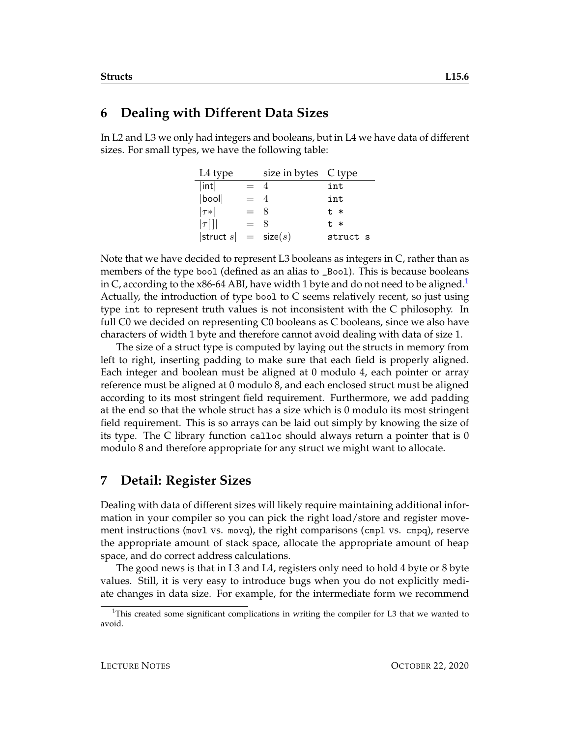## 6 Dealing with Different Data Sizes

In L2 and L3 we only had integers and booleans, but in L4 we have data of different sizes. For small types, we have the following table:

| L4 type | | size in bytes | C type |
|---|---|---|---|
| $\lvert \mathsf{int} \rvert$ | $=$ | 4 | `int` |
| $\lvert \mathsf{bool} \rvert$ | $=$ | 4 | `int` |
| $\lvert \tau* \rvert$ | $=$ | 8 | `t *` |
| $\lvert \tau[\,] \rvert$ | $=$ | 8 | `t *` |
| $\lvert \mathsf{struct}\ s \rvert$ | $=$ | $\mathsf{size}(s)$ | `struct s` |

Note that we have decided to represent L3 booleans as integers in C, rather than as members of the type `bool` (defined as an alias to `_Bool`). This is because booleans in C, according to the x86-64 ABI, have width 1 byte and do not need to be aligned.[1] Actually, the introduction of type `bool` to C seems relatively recent, so just using type `int` to represent truth values is not inconsistent with the C philosophy. In full C0 we decided on representing C0 booleans as C booleans, since we also have characters of width 1 byte and therefore cannot avoid dealing with data of size 1.

The size of a struct type is computed by laying out the structs in memory from left to right, inserting padding to make sure that each field is properly aligned. Each integer and boolean must be aligned at 0 modulo 4, each pointer or array reference must be aligned at 0 modulo 8, and each enclosed struct must be aligned according to its most stringent field requirement. Furthermore, we add padding at the end so that the whole struct has a size which is 0 modulo its most stringent field requirement. This is so arrays can be laid out simply by knowing the size of its type. The C library function `calloc` should always return a pointer that is 0 modulo 8 and therefore appropriate for any struct we might want to allocate.

## 7 Detail: Register Sizes

Dealing with data of different sizes will likely require maintaining additional information in your compiler so you can pick the right load/store and register movement instructions (`movl` vs. `movq`), the right comparisons (`cmpl` vs. `cmpq`), reserve the appropriate amount of stack space, allocate the appropriate amount of heap space, and do correct address calculations.

The good news is that in L3 and L4, registers only need to hold 4 byte or 8 byte values. Still, it is very easy to introduce bugs when you do not explicitly mediate changes in data size. For example, for the intermediate form we recommend

[1] This created some significant complications in writing the compiler for L3 that we wanted to avoid.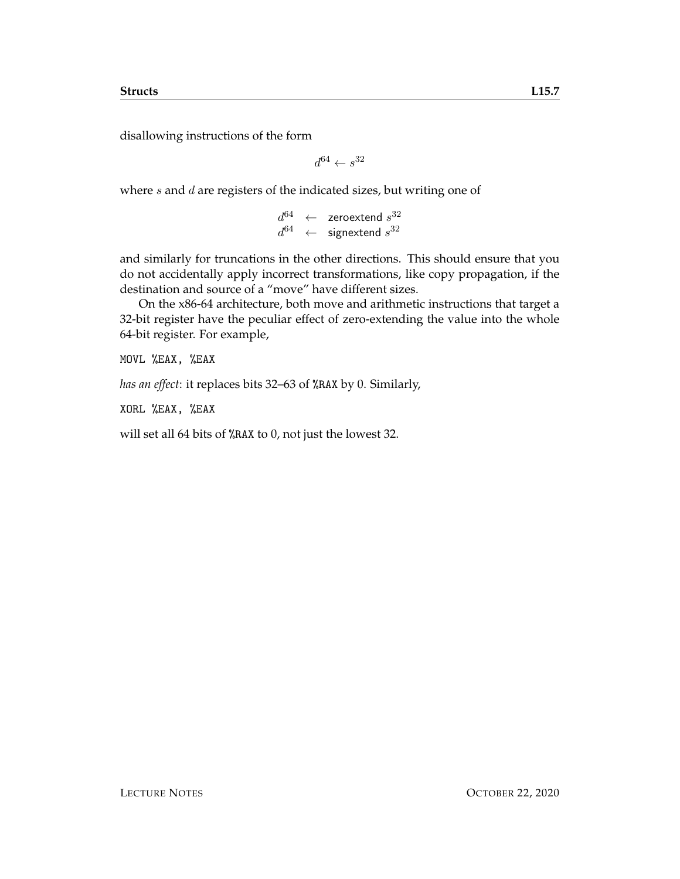disallowing instructions of the form

$$d^{64} \leftarrow s^{32}$$

where $s$ and $d$ are registers of the indicated sizes, but writing one of

$$\begin{array}{lcl} d^{64} & \leftarrow & \textsf{zeroextend}\ s^{32} \\ d^{64} & \leftarrow & \textsf{signextend}\ s^{32} \end{array}$$

and similarly for truncations in the other directions. This should ensure that you do not accidentally apply incorrect transformations, like copy propagation, if the destination and source of a "move" have different sizes.

On the x86-64 architecture, both move and arithmetic instructions that target a 32-bit register have the peculiar effect of zero-extending the value into the whole 64-bit register. For example,

```
MOVL %EAX, %EAX
```

*has an effect*: it replaces bits 32–63 of `%RAX` by 0. Similarly,

```
XORL %EAX, %EAX
```

will set all 64 bits of `%RAX` to 0, not just the lowest 32.